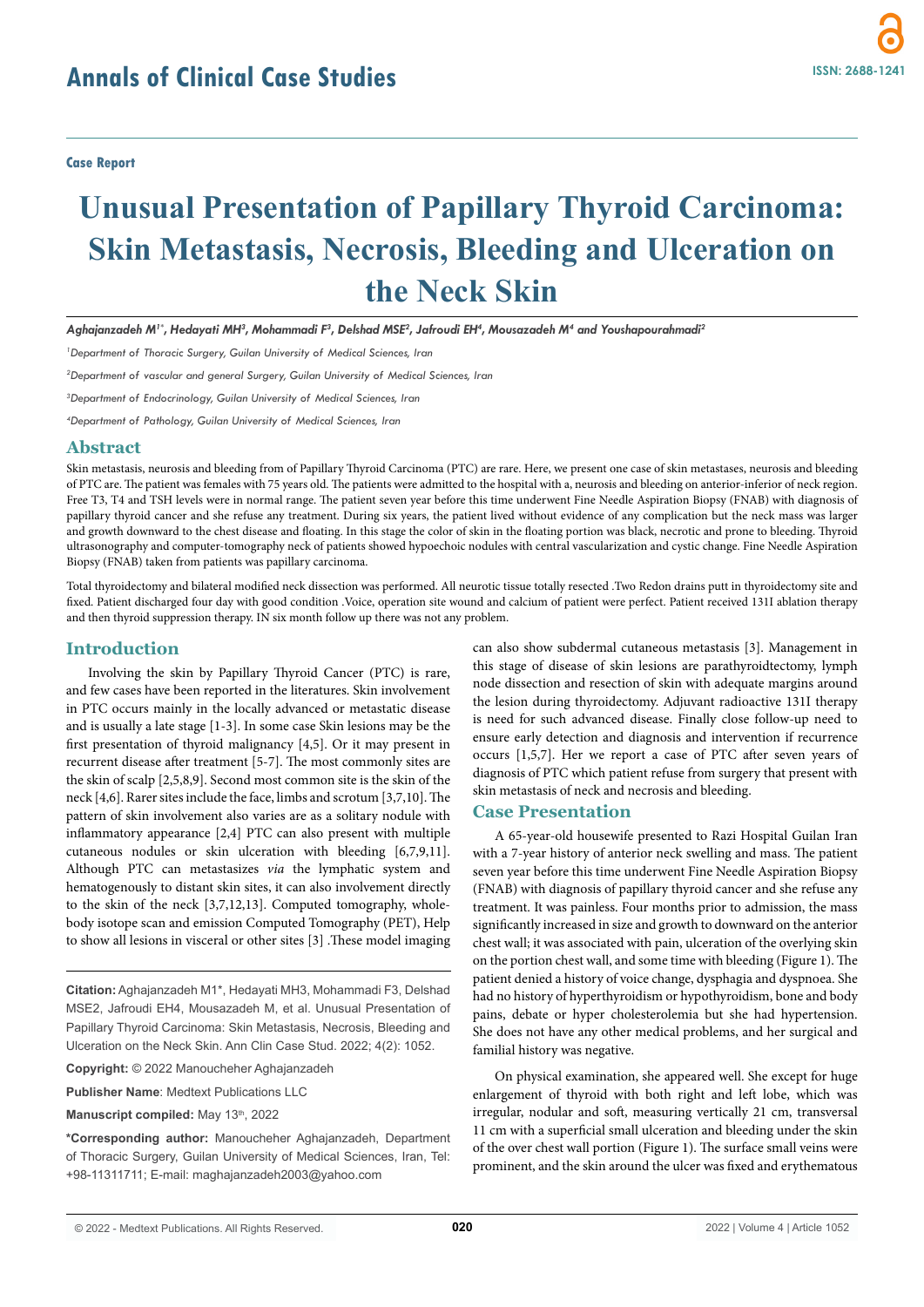Case Report

# Unusual Presentation of Papillary Thyroid Carcinoma: Skin Metastasis, Necrosis, Bleeding and Ulceration on the Neck Skin

***Aghajanzadeh M[1*], Hedayati MH[3], Mohammadi F[3], Delshad MSE[2], Jafroudi EH[4], Mousazadeh M[4] and Youshapourahmadi[2]***

*[1]Department of Thoracic Surgery, Guilan University of Medical Sciences, Iran*

*[2]Department of vascular and general Surgery, Guilan University of Medical Sciences, Iran*

*[3]Department of Endocrinology, Guilan University of Medical Sciences, Iran*

*[4]Department of Pathology, Guilan University of Medical Sciences, Iran*

## Abstract

Skin metastasis, neurosis and bleeding from of Papillary Thyroid Carcinoma (PTC) are rare. Here, we present one case of skin metastases, neurosis and bleeding of PTC are. The patient was females with 75 years old. The patients were admitted to the hospital with a, neurosis and bleeding on anterior-inferior of neck region. Free T3, T4 and TSH levels were in normal range. The patient seven year before this time underwent Fine Needle Aspiration Biopsy (FNAB) with diagnosis of papillary thyroid cancer and she refuse any treatment. During six years, the patient lived without evidence of any complication but the neck mass was larger and growth downward to the chest disease and floating. In this stage the color of skin in the floating portion was black, necrotic and prone to bleeding. Thyroid ultrasonography and computer-tomography neck of patients showed hypoechoic nodules with central vascularization and cystic change. Fine Needle Aspiration Biopsy (FNAB) taken from patients was papillary carcinoma.

Total thyroidectomy and bilateral modified neck dissection was performed. All neurotic tissue totally resected .Two Redon drains putt in thyroidectomy site and fixed. Patient discharged four day with good condition .Voice, operation site wound and calcium of patient were perfect. Patient received 131I ablation therapy and then thyroid suppression therapy. IN six month follow up there was not any problem.

## Introduction

Involving the skin by Papillary Thyroid Cancer (PTC) is rare, and few cases have been reported in the literatures. Skin involvement in PTC occurs mainly in the locally advanced or metastatic disease and is usually a late stage [1-3]. In some case Skin lesions may be the first presentation of thyroid malignancy [4,5]. Or it may present in recurrent disease after treatment [5-7]. The most commonly sites are the skin of scalp [2,5,8,9]. Second most common site is the skin of the neck [4,6]. Rarer sites include the face, limbs and scrotum [3,7,10]. The pattern of skin involvement also varies are as a solitary nodule with inflammatory appearance [2,4] PTC can also present with multiple cutaneous nodules or skin ulceration with bleeding [6,7,9,11]. Although PTC can metastasizes *via* the lymphatic system and hematogenously to distant skin sites, it can also involvement directly to the skin of the neck [3,7,12,13]. Computed tomography, whole-body isotope scan and emission Computed Tomography (PET), Help to show all lesions in visceral or other sites [3] .These model imaging can also show subdermal cutaneous metastasis [3]. Management in this stage of disease of skin lesions are parathyroidtectomy, lymph node dissection and resection of skin with adequate margins around the lesion during thyroidectomy. Adjuvant radioactive 131I therapy is need for such advanced disease. Finally close follow-up need to ensure early detection and diagnosis and intervention if recurrence occurs [1,5,7]. Her we report a case of PTC after seven years of diagnosis of PTC which patient refuse from surgery that present with skin metastasis of neck and necrosis and bleeding.

**Citation:** Aghajanzadeh M1*, Hedayati MH3, Mohammadi F3, Delshad MSE2, Jafroudi EH4, Mousazadeh M, et al. Unusual Presentation of Papillary Thyroid Carcinoma: Skin Metastasis, Necrosis, Bleeding and Ulceration on the Neck Skin. Ann Clin Case Stud. 2022; 4(2): 1052.

**Copyright:** © 2022 Manoucheher Aghajanzadeh

**Publisher Name**: Medtext Publications LLC

**Manuscript compiled:** May 13th, 2022

**\*Corresponding author:** Manoucheher Aghajanzadeh, Department of Thoracic Surgery, Guilan University of Medical Sciences, Iran, Tel: +98-11311711; E-mail: maghajanzadeh2003@yahoo.com

## Case Presentation

A 65-year-old housewife presented to Razi Hospital Guilan Iran with a 7-year history of anterior neck swelling and mass. The patient seven year before this time underwent Fine Needle Aspiration Biopsy (FNAB) with diagnosis of papillary thyroid cancer and she refuse any treatment. It was painless. Four months prior to admission, the mass significantly increased in size and growth to downward on the anterior chest wall; it was associated with pain, ulceration of the overlying skin on the portion chest wall, and some time with bleeding (Figure 1). The patient denied a history of voice change, dysphagia and dyspnoea. She had no history of hyperthyroidism or hypothyroidism, bone and body pains, debate or hyper cholesterolemia but she had hypertension. She does not have any other medical problems, and her surgical and familial history was negative.

On physical examination, she appeared well. She except for huge enlargement of thyroid with both right and left lobe, which was irregular, nodular and soft, measuring vertically 21 cm, transversal 11 cm with a superficial small ulceration and bleeding under the skin of the over chest wall portion (Figure 1). The surface small veins were prominent, and the skin around the ulcer was fixed and erythematous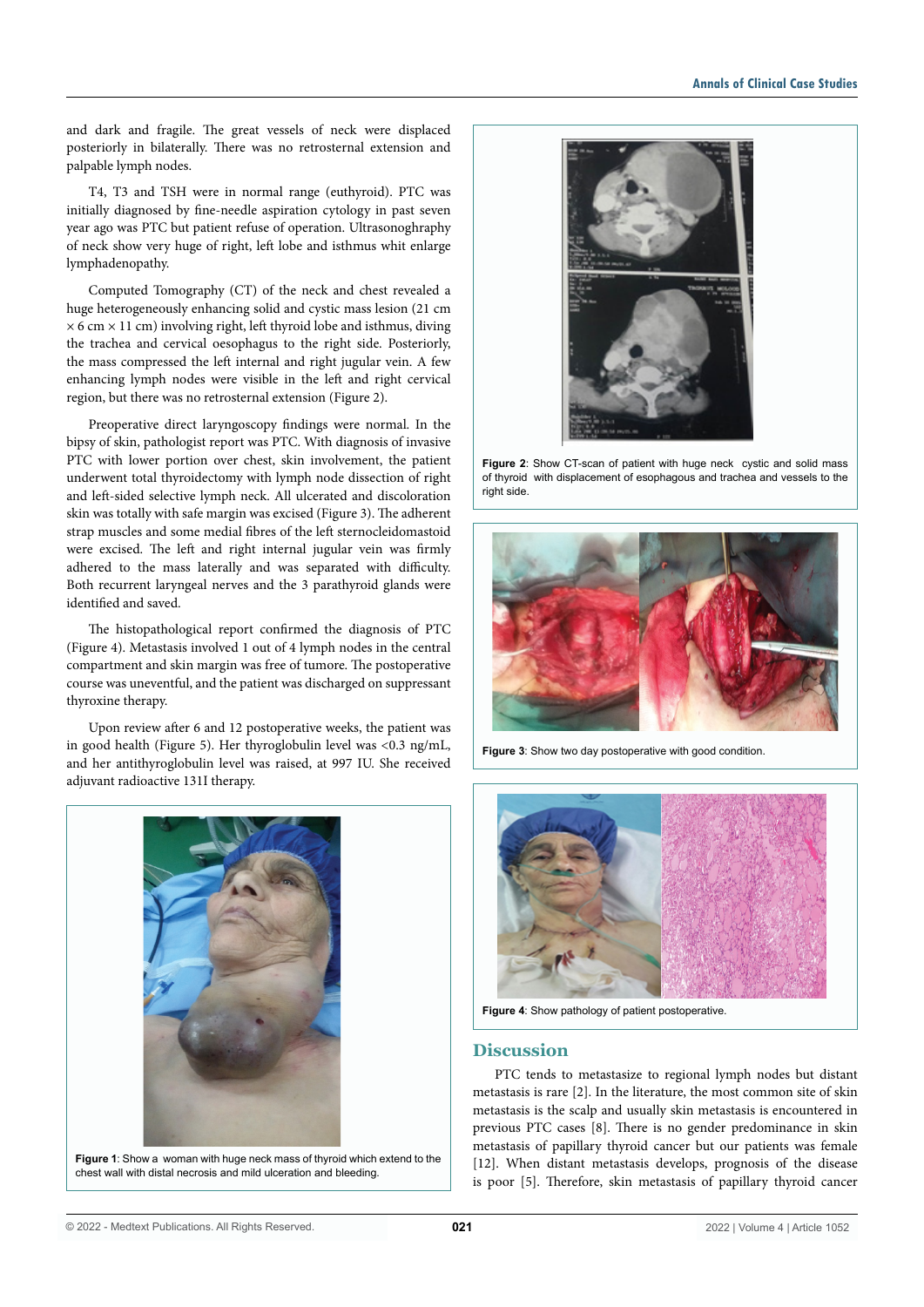and dark and fragile. The great vessels of neck were displaced posteriorly in bilaterally. There was no retrosternal extension and palpable lymph nodes.

T4, T3 and TSH were in normal range (euthyroid). PTC was initially diagnosed by fine-needle aspiration cytology in past seven year ago was PTC but patient refuse of operation. Ultrasonoghraphy of neck show very huge of right, left lobe and isthmus whit enlarge lymphadenopathy.

Computed Tomography (CT) of the neck and chest revealed a huge heterogeneously enhancing solid and cystic mass lesion (21 cm × 6 cm × 11 cm) involving right, left thyroid lobe and isthmus, diving the trachea and cervical oesophagus to the right side. Posteriorly, the mass compressed the left internal and right jugular vein. A few enhancing lymph nodes were visible in the left and right cervical region, but there was no retrosternal extension (Figure 2).

Preoperative direct laryngoscopy findings were normal. In the bipsy of skin, pathologist report was PTC. With diagnosis of invasive PTC with lower portion over chest, skin involvement, the patient underwent total thyroidectomy with lymph node dissection of right and left-sided selective lymph neck. All ulcerated and discoloration skin was totally with safe margin was excised (Figure 3). The adherent strap muscles and some medial fibres of the left sternocleidomastoid were excised. The left and right internal jugular vein was firmly adhered to the mass laterally and was separated with difficulty. Both recurrent laryngeal nerves and the 3 parathyroid glands were identified and saved.

The histopathological report confirmed the diagnosis of PTC (Figure 4). Metastasis involved 1 out of 4 lymph nodes in the central compartment and skin margin was free of tumore. The postoperative course was uneventful, and the patient was discharged on suppressant thyroxine therapy.

Upon review after 6 and 12 postoperative weeks, the patient was in good health (Figure 5). Her thyroglobulin level was <0.3 ng/mL, and her antithyroglobulin level was raised, at 997 IU. She received adjuvant radioactive 131I therapy.

**Figure 1**: Show a woman with huge neck mass of thyroid which extend to the chest wall with distal necrosis and mild ulceration and bleeding.

**Figure 2**: Show CT-scan of patient with huge neck cystic and solid mass of thyroid with displacement of esophagous and trachea and vessels to the right side.

**Figure 3**: Show two day postoperative with good condition.

**Figure 4**: Show pathology of patient postoperative.

## Discussion

PTC tends to metastasize to regional lymph nodes but distant metastasis is rare [2]. In the literature, the most common site of skin metastasis is the scalp and usually skin metastasis is encountered in previous PTC cases [8]. There is no gender predominance in skin metastasis of papillary thyroid cancer but our patients was female [12]. When distant metastasis develops, prognosis of the disease is poor [5]. Therefore, skin metastasis of papillary thyroid cancer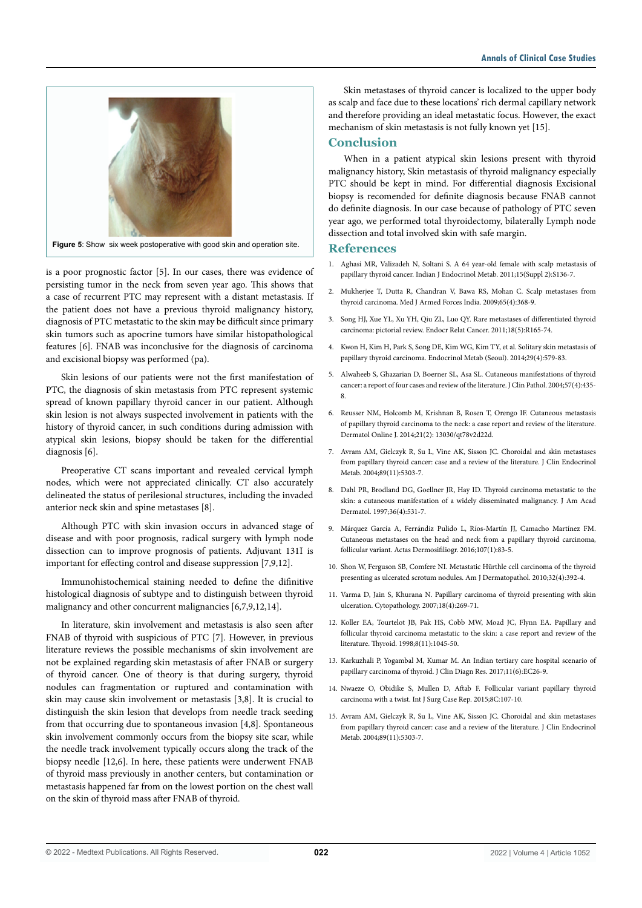**Figure 5**: Show six week postoperative with good skin and operation site.

is a poor prognostic factor [5]. In our cases, there was evidence of persisting tumor in the neck from seven year ago. This shows that a case of recurrent PTC may represent with a distant metastasis. If the patient does not have a previous thyroid malignancy history, diagnosis of PTC metastatic to the skin may be difficult since primary skin tumors such as apocrine tumors have similar histopathological features [6]. FNAB was inconclusive for the diagnosis of carcinoma and excisional biopsy was performed (pa).

Skin lesions of our patients were not the first manifestation of PTC, the diagnosis of skin metastasis from PTC represent systemic spread of known papillary thyroid cancer in our patient. Although skin lesion is not always suspected involvement in patients with the history of thyroid cancer, in such conditions during admission with atypical skin lesions, biopsy should be taken for the differential diagnosis [6].

Preoperative CT scans important and revealed cervical lymph nodes, which were not appreciated clinically. CT also accurately delineated the status of perilesional structures, including the invaded anterior neck skin and spine metastases [8].

Although PTC with skin invasion occurs in advanced stage of disease and with poor prognosis, radical surgery with lymph node dissection can to improve prognosis of patients. Adjuvant 131I is important for effecting control and disease suppression [7,9,12].

Immunohistochemical staining needed to define the difinitive histological diagnosis of subtype and to distinguish between thyroid malignancy and other concurrent malignancies [6,7,9,12,14].

In literature, skin involvement and metastasis is also seen after FNAB of thyroid with suspicious of PTC [7]. However, in previous literature reviews the possible mechanisms of skin involvement are not be explained regarding skin metastasis of after FNAB or surgery of thyroid cancer. One of theory is that during surgery, thyroid nodules can fragmentation or ruptured and contamination with skin may cause skin involvement or metastasis [3,8]. It is crucial to distinguish the skin lesion that develops from needle track seeding from that occurring due to spontaneous invasion [4,8]. Spontaneous skin involvement commonly occurs from the biopsy site scar, while the needle track involvement typically occurs along the track of the biopsy needle [12,6]. In here, these patients were underwent FNAB of thyroid mass previously in another centers, but contamination or metastasis happened far from on the lowest portion on the chest wall on the skin of thyroid mass after FNAB of thyroid.

Skin metastases of thyroid cancer is localized to the upper body as scalp and face due to these locations' rich dermal capillary network and therefore providing an ideal metastatic focus. However, the exact mechanism of skin metastasis is not fully known yet [15].

## Conclusion

When in a patient atypical skin lesions present with thyroid malignancy history, Skin metastasis of thyroid malignancy especially PTC should be kept in mind. For differential diagnosis Excisional biopsy is recomended for definite diagnosis because FNAB cannot do definite diagnosis. In our case because of pathology of PTC seven year ago, we performed total thyroidectomy, bilaterally Lymph node dissection and total involved skin with safe margin.

## References

1. Aghasi MR, Valizadeh N, Soltani S. A 64 year-old female with scalp metastasis of papillary thyroid cancer. Indian J Endocrinol Metab. 2011;15(Suppl 2):S136-7.
2. Mukherjee T, Dutta R, Chandran V, Bawa RS, Mohan C. Scalp metastases from thyroid carcinoma. Med J Armed Forces India. 2009;65(4):368-9.
3. Song HJ, Xue YL, Xu YH, Qiu ZL, Luo QY. Rare metastases of differentiated thyroid carcinoma: pictorial review. Endocr Relat Cancer. 2011;18(5):R165-74.
4. Kwon H, Kim H, Park S, Song DE, Kim WG, Kim TY, et al. Solitary skin metastasis of papillary thyroid carcinoma. Endocrinol Metab (Seoul). 2014;29(4):579-83.
5. Alwaheeb S, Ghazarian D, Boerner SL, Asa SL. Cutaneous manifestations of thyroid cancer: a report of four cases and review of the literature. J Clin Pathol. 2004;57(4):435-8.
6. Reusser NM, Holcomb M, Krishnan B, Rosen T, Orengo IF. Cutaneous metastasis of papillary thyroid carcinoma to the neck: a case report and review of the literature. Dermatol Online J. 2014;21(2): 13030/qt78v2d22d.
7. Avram AM, Gielczyk R, Su L, Vine AK, Sisson JC. Choroidal and skin metastases from papillary thyroid cancer: case and a review of the literature. J Clin Endocrinol Metab. 2004;89(11):5303-7.
8. Dahl PR, Brodland DG, Goellner JR, Hay ID. Thyroid carcinoma metastatic to the skin: a cutaneous manifestation of a widely disseminated malignancy. J Am Acad Dermatol. 1997;36(4):531-7.
9. Márquez García A, Ferrándiz Pulido L, Ríos-Martín JJ, Camacho Martínez FM. Cutaneous metastases on the head and neck from a papillary thyroid carcinoma, follicular variant. Actas Dermosifiliogr. 2016;107(1):83-5.
10. Shon W, Ferguson SB, Comfere NI. Metastatic Hürthle cell carcinoma of the thyroid presenting as ulcerated scrotum nodules. Am J Dermatopathol. 2010;32(4):392-4.
11. Varma D, Jain S, Khurana N. Papillary carcinoma of thyroid presenting with skin ulceration. Cytopathology. 2007;18(4):269-71.
12. Koller EA, Tourtelot JB, Pak HS, Cobb MW, Moad JC, Flynn EA. Papillary and follicular thyroid carcinoma metastatic to the skin: a case report and review of the literature. Thyroid. 1998;8(11):1045-50.
13. Karkuzhali P, Yogambal M, Kumar M. An Indian tertiary care hospital scenario of papillary carcinoma of thyroid. J Clin Diagn Res. 2017;11(6):EC26-9.
14. Nwaeze O, Obidike S, Mullen D, Aftab F. Follicular variant papillary thyroid carcinoma with a twist. Int J Surg Case Rep. 2015;8C:107-10.
15. Avram AM, Gielczyk R, Su L, Vine AK, Sisson JC. Choroidal and skin metastases from papillary thyroid cancer: case and a review of the literature. J Clin Endocrinol Metab. 2004;89(11):5303-7.